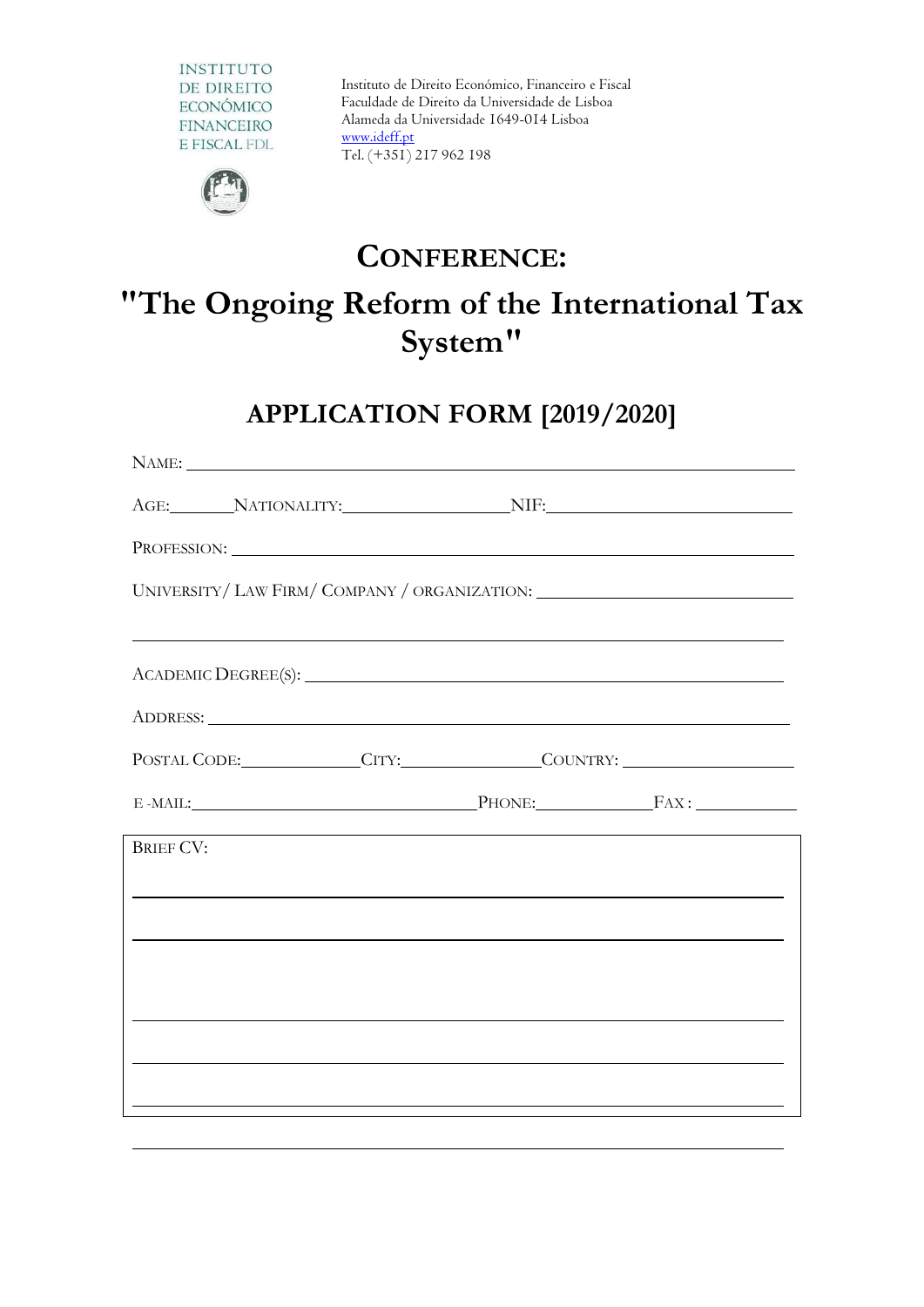INSTITUTO
DE DIREITO
ECONÓMICO
FINANCEIRO
E FISCAL FDL

Instituto de Direito Económico, Financeiro e Fiscal
Faculdade de Direito da Universidade de Lisboa
Alameda da Universidade 1649-014 Lisboa
www.ideff.pt
Tel. (+351) 217 962 198

# CONFERENCE:

# "The Ongoing Reform of the International Tax System"

## APPLICATION FORM [2019/2020]

NAME: ______________________________________________

AGE: ______ NATIONALITY: ________________ NIF: ________________________

PROFESSION: ______________________________________________

UNIVERSITY/ LAW FIRM/ COMPANY / ORGANIZATION: __________________________

______________________________________________

ACADEMIC DEGREE(S): ______________________________________________

ADDRESS: ______________________________________________

POSTAL CODE: ____________ CITY: ______________ COUNTRY: ________________

E -MAIL: ____________________________ PHONE: ____________ FAX: __________

BRIEF CV:

______________________________________________

______________________________________________

______________________________________________

______________________________________________

______________________________________________

______________________________________________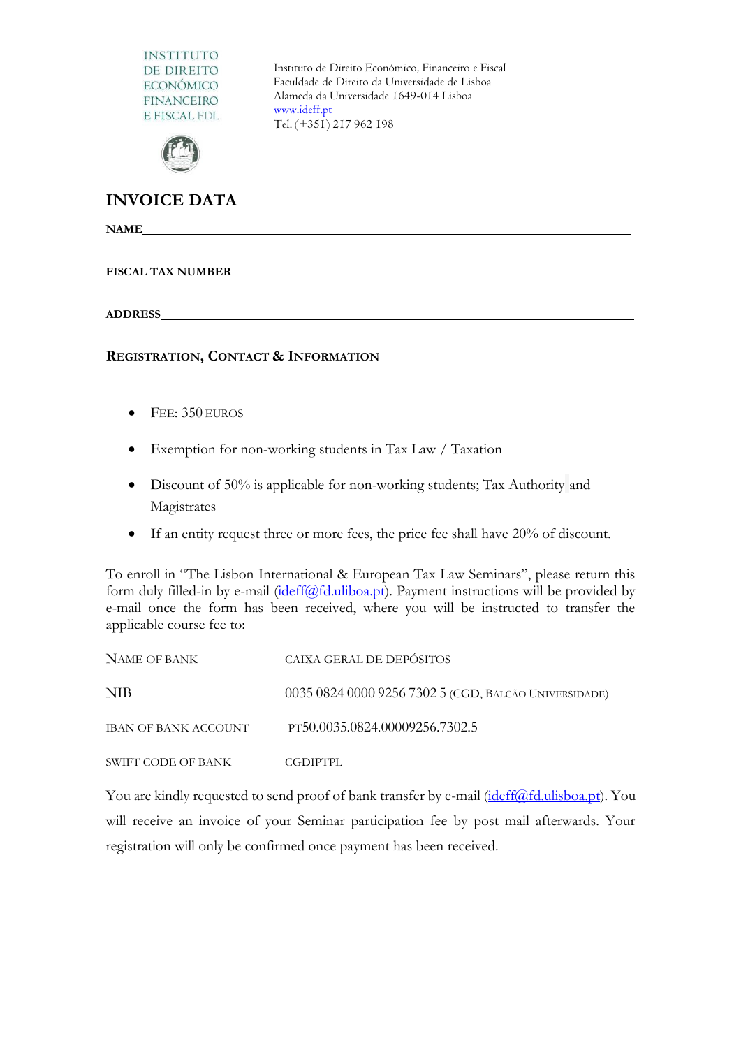INSTITUTO
DE DIREITO
ECONÓMICO
FINANCEIRO
E FISCAL FDL

Instituto de Direito Económico, Financeiro e Fiscal
Faculdade de Direito da Universidade de Lisboa
Alameda da Universidade 1649-014 Lisboa
www.ideff.pt
Tel. (+351) 217 962 198

# INVOICE DATA

**NAME**\_\_\_\_\_\_\_\_\_\_\_\_\_\_\_\_\_\_\_\_\_\_\_\_\_\_\_\_\_\_\_\_\_\_\_\_\_\_\_\_\_\_\_\_\_\_\_\_\_\_\_\_\_\_\_\_\_\_\_\_

**FISCAL TAX NUMBER**\_\_\_\_\_\_\_\_\_\_\_\_\_\_\_\_\_\_\_\_\_\_\_\_\_\_\_\_\_\_\_\_\_\_\_\_\_\_\_\_\_\_\_\_\_\_\_\_

**ADDRESS**\_\_\_\_\_\_\_\_\_\_\_\_\_\_\_\_\_\_\_\_\_\_\_\_\_\_\_\_\_\_\_\_\_\_\_\_\_\_\_\_\_\_\_\_\_\_\_\_\_\_\_\_\_\_\_

## REGISTRATION, CONTACT & INFORMATION

- FEE: 350 EUROS
- Exemption for non-working students in Tax Law / Taxation
- Discount of 50% is applicable for non-working students; Tax Authority and Magistrates
- If an entity request three or more fees, the price fee shall have 20% of discount.

To enroll in "The Lisbon International & European Tax Law Seminars", please return this form duly filled-in by e-mail (ideff@fd.uliboa.pt). Payment instructions will be provided by e-mail once the form has been received, where you will be instructed to transfer the applicable course fee to:

| | |
|---|---|
| NAME OF BANK | CAIXA GERAL DE DEPÓSITOS |
| NIB | 0035 0824 0000 9256 7302 5 (CGD, BALCÃO UNIVERSIDADE) |
| IBAN OF BANK ACCOUNT | PT50.0035.0824.00009256.7302.5 |
| SWIFT CODE OF BANK | CGDIPTPL |

You are kindly requested to send proof of bank transfer by e-mail (ideff@fd.ulisboa.pt). You will receive an invoice of your Seminar participation fee by post mail afterwards. Your registration will only be confirmed once payment has been received.